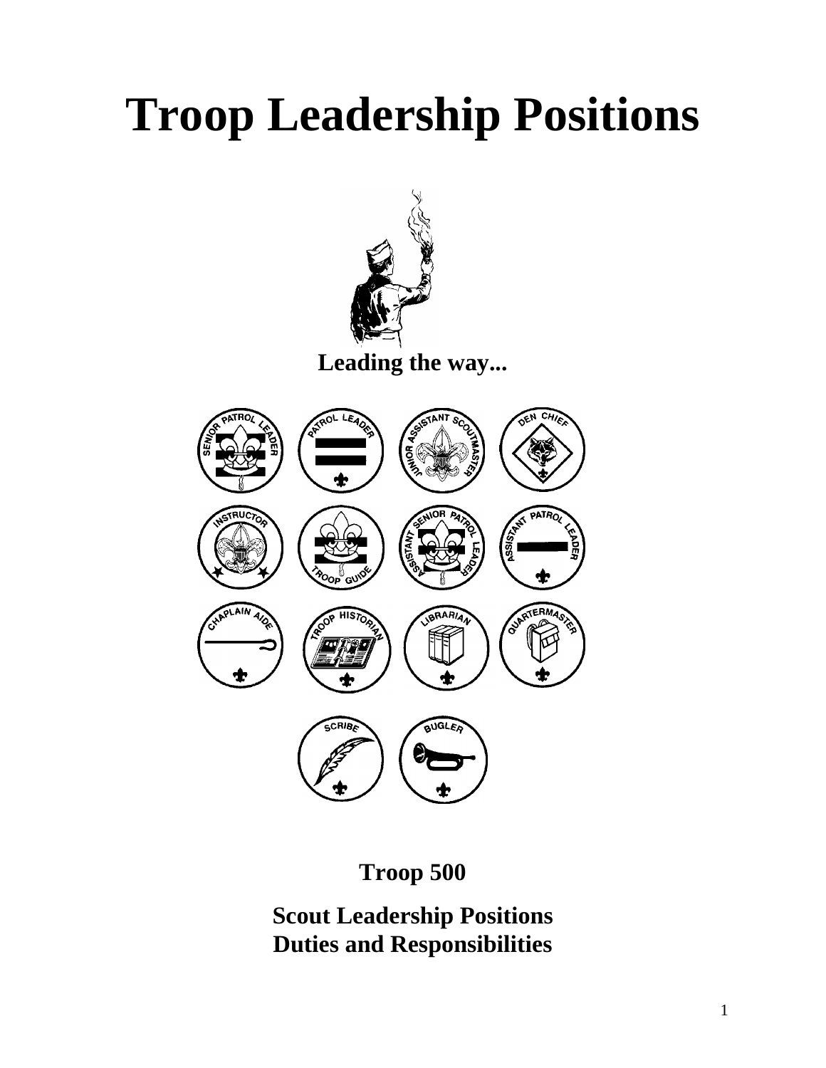# Troop Leadership Positions

**Leading the way...**

**Troop 500**

**Scout Leadership Positions**
**Duties and Responsibilities**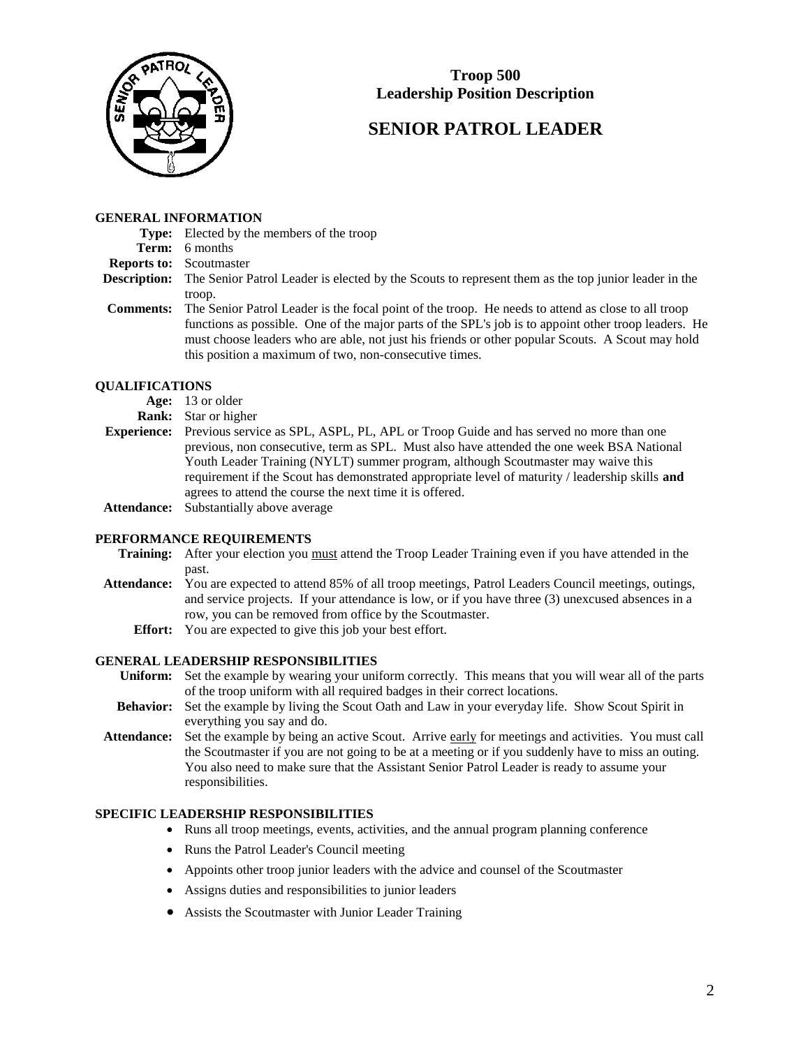# Troop 500
## Leadership Position Description

# SENIOR PATROL LEADER

### GENERAL INFORMATION

**Type:** Elected by the members of the troop

**Term:** 6 months

**Reports to:** Scoutmaster

**Description:** The Senior Patrol Leader is elected by the Scouts to represent them as the top junior leader in the troop.

**Comments:** The Senior Patrol Leader is the focal point of the troop. He needs to attend as close to all troop functions as possible. One of the major parts of the SPL's job is to appoint other troop leaders. He must choose leaders who are able, not just his friends or other popular Scouts. A Scout may hold this position a maximum of two, non-consecutive times.

### QUALIFICATIONS

**Age:** 13 or older

**Rank:** Star or higher

**Experience:** Previous service as SPL, ASPL, PL, APL or Troop Guide and has served no more than one previous, non consecutive, term as SPL. Must also have attended the one week BSA National Youth Leader Training (NYLT) summer program, although Scoutmaster may waive this requirement if the Scout has demonstrated appropriate level of maturity / leadership skills **and** agrees to attend the course the next time it is offered.

**Attendance:** Substantially above average

### PERFORMANCE REQUIREMENTS

**Training:** After your election you <u>must</u> attend the Troop Leader Training even if you have attended in the past.

**Attendance:** You are expected to attend 85% of all troop meetings, Patrol Leaders Council meetings, outings, and service projects. If your attendance is low, or if you have three (3) unexcused absences in a row, you can be removed from office by the Scoutmaster.

**Effort:** You are expected to give this job your best effort.

### GENERAL LEADERSHIP RESPONSIBILITIES

**Uniform:** Set the example by wearing your uniform correctly. This means that you will wear all of the parts of the troop uniform with all required badges in their correct locations.

**Behavior:** Set the example by living the Scout Oath and Law in your everyday life. Show Scout Spirit in everything you say and do.

**Attendance:** Set the example by being an active Scout. Arrive <u>early</u> for meetings and activities. You must call the Scoutmaster if you are not going to be at a meeting or if you suddenly have to miss an outing. You also need to make sure that the Assistant Senior Patrol Leader is ready to assume your responsibilities.

### SPECIFIC LEADERSHIP RESPONSIBILITIES

- Runs all troop meetings, events, activities, and the annual program planning conference
- Runs the Patrol Leader's Council meeting
- Appoints other troop junior leaders with the advice and counsel of the Scoutmaster
- Assigns duties and responsibilities to junior leaders
- Assists the Scoutmaster with Junior Leader Training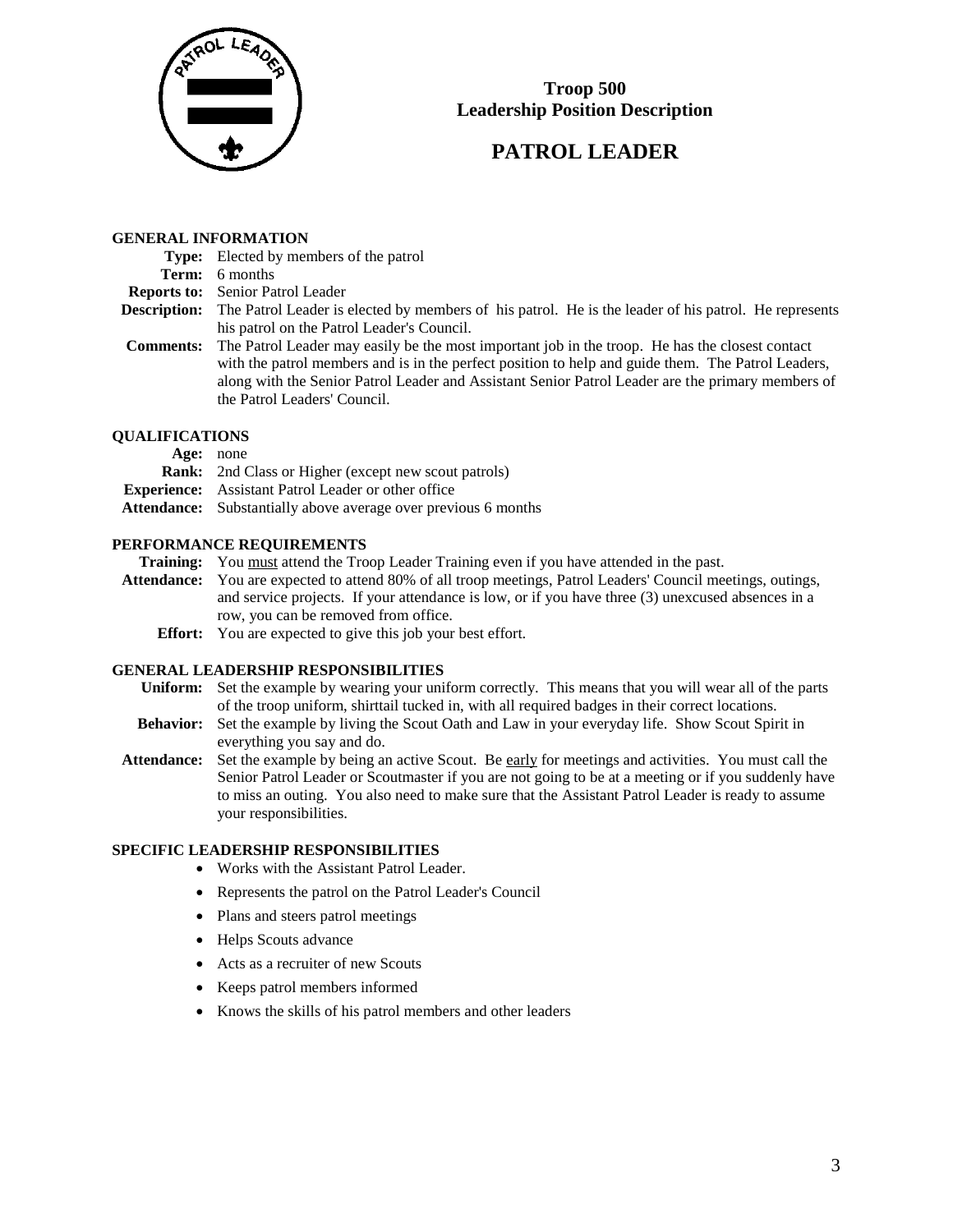**Troop 500**
**Leadership Position Description**

# PATROL LEADER

## GENERAL INFORMATION

**Type:** Elected by members of the patrol
**Term:** 6 months
**Reports to:** Senior Patrol Leader
**Description:** The Patrol Leader is elected by members of his patrol. He is the leader of his patrol. He represents his patrol on the Patrol Leader's Council.
**Comments:** The Patrol Leader may easily be the most important job in the troop. He has the closest contact with the patrol members and is in the perfect position to help and guide them. The Patrol Leaders, along with the Senior Patrol Leader and Assistant Senior Patrol Leader are the primary members of the Patrol Leaders' Council.

## QUALIFICATIONS

**Age:** none
**Rank:** 2nd Class or Higher (except new scout patrols)
**Experience:** Assistant Patrol Leader or other office
**Attendance:** Substantially above average over previous 6 months

## PERFORMANCE REQUIREMENTS

**Training:** You must attend the Troop Leader Training even if you have attended in the past.
**Attendance:** You are expected to attend 80% of all troop meetings, Patrol Leaders' Council meetings, outings, and service projects. If your attendance is low, or if you have three (3) unexcused absences in a row, you can be removed from office.
**Effort:** You are expected to give this job your best effort.

## GENERAL LEADERSHIP RESPONSIBILITIES

**Uniform:** Set the example by wearing your uniform correctly. This means that you will wear all of the parts of the troop uniform, shirttail tucked in, with all required badges in their correct locations.
**Behavior:** Set the example by living the Scout Oath and Law in your everyday life. Show Scout Spirit in everything you say and do.
**Attendance:** Set the example by being an active Scout. Be early for meetings and activities. You must call the Senior Patrol Leader or Scoutmaster if you are not going to be at a meeting or if you suddenly have to miss an outing. You also need to make sure that the Assistant Patrol Leader is ready to assume your responsibilities.

## SPECIFIC LEADERSHIP RESPONSIBILITIES

- Works with the Assistant Patrol Leader.
- Represents the patrol on the Patrol Leader's Council
- Plans and steers patrol meetings
- Helps Scouts advance
- Acts as a recruiter of new Scouts
- Keeps patrol members informed
- Knows the skills of his patrol members and other leaders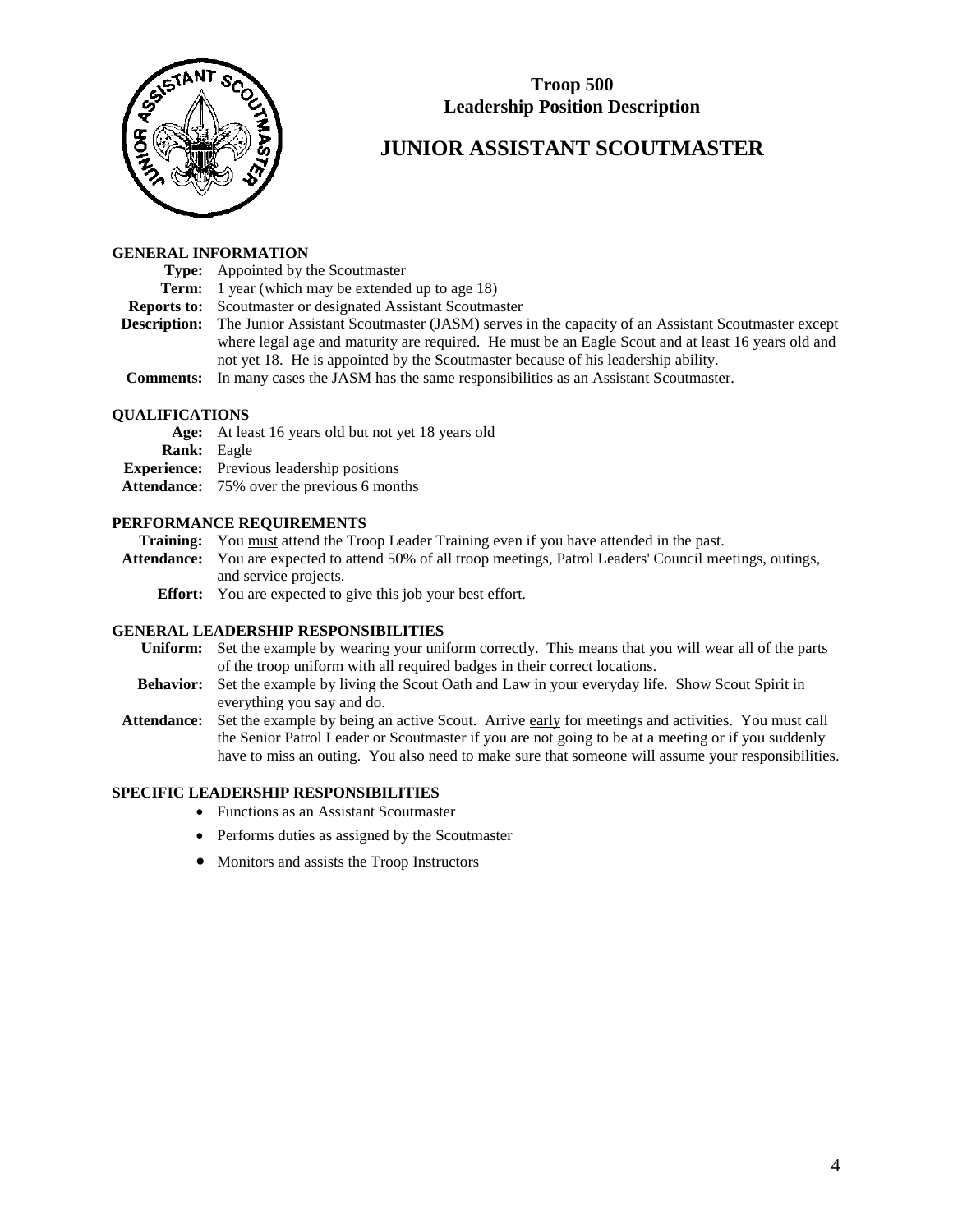**Troop 500**
**Leadership Position Description**

# JUNIOR ASSISTANT SCOUTMASTER

### GENERAL INFORMATION

**Type:** Appointed by the Scoutmaster

**Term:** 1 year (which may be extended up to age 18)

**Reports to:** Scoutmaster or designated Assistant Scoutmaster

**Description:** The Junior Assistant Scoutmaster (JASM) serves in the capacity of an Assistant Scoutmaster except where legal age and maturity are required. He must be an Eagle Scout and at least 16 years old and not yet 18. He is appointed by the Scoutmaster because of his leadership ability.

**Comments:** In many cases the JASM has the same responsibilities as an Assistant Scoutmaster.

### QUALIFICATIONS

**Age:** At least 16 years old but not yet 18 years old

**Rank:** Eagle

**Experience:** Previous leadership positions

**Attendance:** 75% over the previous 6 months

### PERFORMANCE REQUIREMENTS

**Training:** You <u>must</u> attend the Troop Leader Training even if you have attended in the past.

**Attendance:** You are expected to attend 50% of all troop meetings, Patrol Leaders' Council meetings, outings, and service projects.

**Effort:** You are expected to give this job your best effort.

### GENERAL LEADERSHIP RESPONSIBILITIES

**Uniform:** Set the example by wearing your uniform correctly. This means that you will wear all of the parts of the troop uniform with all required badges in their correct locations.

**Behavior:** Set the example by living the Scout Oath and Law in your everyday life. Show Scout Spirit in everything you say and do.

**Attendance:** Set the example by being an active Scout. Arrive <u>early</u> for meetings and activities. You must call the Senior Patrol Leader or Scoutmaster if you are not going to be at a meeting or if you suddenly have to miss an outing. You also need to make sure that someone will assume your responsibilities.

### SPECIFIC LEADERSHIP RESPONSIBILITIES

- Functions as an Assistant Scoutmaster
- Performs duties as assigned by the Scoutmaster
- Monitors and assists the Troop Instructors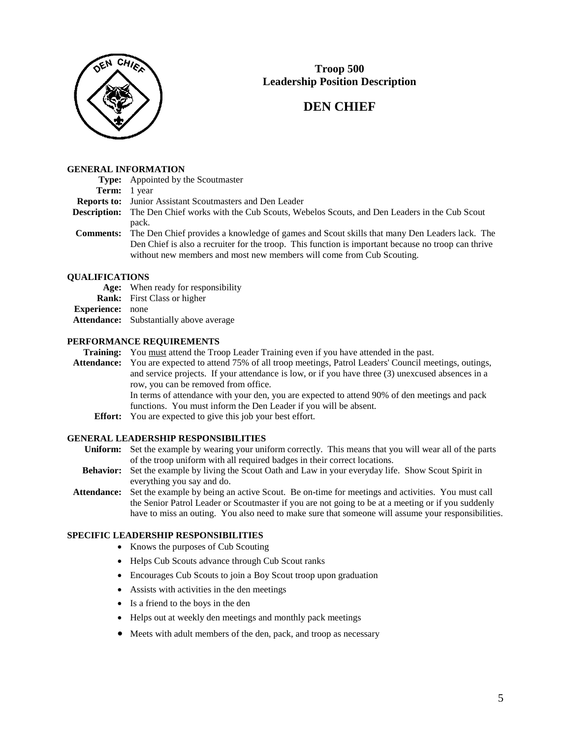# Troop 500
## Leadership Position Description

# DEN CHIEF

### GENERAL INFORMATION

**Type:** Appointed by the Scoutmaster

**Term:** 1 year

**Reports to:** Junior Assistant Scoutmasters and Den Leader

**Description:** The Den Chief works with the Cub Scouts, Webelos Scouts, and Den Leaders in the Cub Scout pack.

**Comments:** The Den Chief provides a knowledge of games and Scout skills that many Den Leaders lack. The Den Chief is also a recruiter for the troop. This function is important because no troop can thrive without new members and most new members will come from Cub Scouting.

### QUALIFICATIONS

**Age:** When ready for responsibility

**Rank:** First Class or higher

**Experience:** none

**Attendance:** Substantially above average

### PERFORMANCE REQUIREMENTS

**Training:** You <u>must</u> attend the Troop Leader Training even if you have attended in the past.

**Attendance:** You are expected to attend 75% of all troop meetings, Patrol Leaders' Council meetings, outings, and service projects. If your attendance is low, or if you have three (3) unexcused absences in a row, you can be removed from office.
In terms of attendance with your den, you are expected to attend 90% of den meetings and pack functions. You must inform the Den Leader if you will be absent.

**Effort:** You are expected to give this job your best effort.

### GENERAL LEADERSHIP RESPONSIBILITIES

**Uniform:** Set the example by wearing your uniform correctly. This means that you will wear all of the parts of the troop uniform with all required badges in their correct locations.

**Behavior:** Set the example by living the Scout Oath and Law in your everyday life. Show Scout Spirit in everything you say and do.

**Attendance:** Set the example by being an active Scout. Be on-time for meetings and activities. You must call the Senior Patrol Leader or Scoutmaster if you are not going to be at a meeting or if you suddenly have to miss an outing. You also need to make sure that someone will assume your responsibilities.

### SPECIFIC LEADERSHIP RESPONSIBILITIES

- Knows the purposes of Cub Scouting
- Helps Cub Scouts advance through Cub Scout ranks
- Encourages Cub Scouts to join a Boy Scout troop upon graduation
- Assists with activities in the den meetings
- Is a friend to the boys in the den
- Helps out at weekly den meetings and monthly pack meetings
- Meets with adult members of the den, pack, and troop as necessary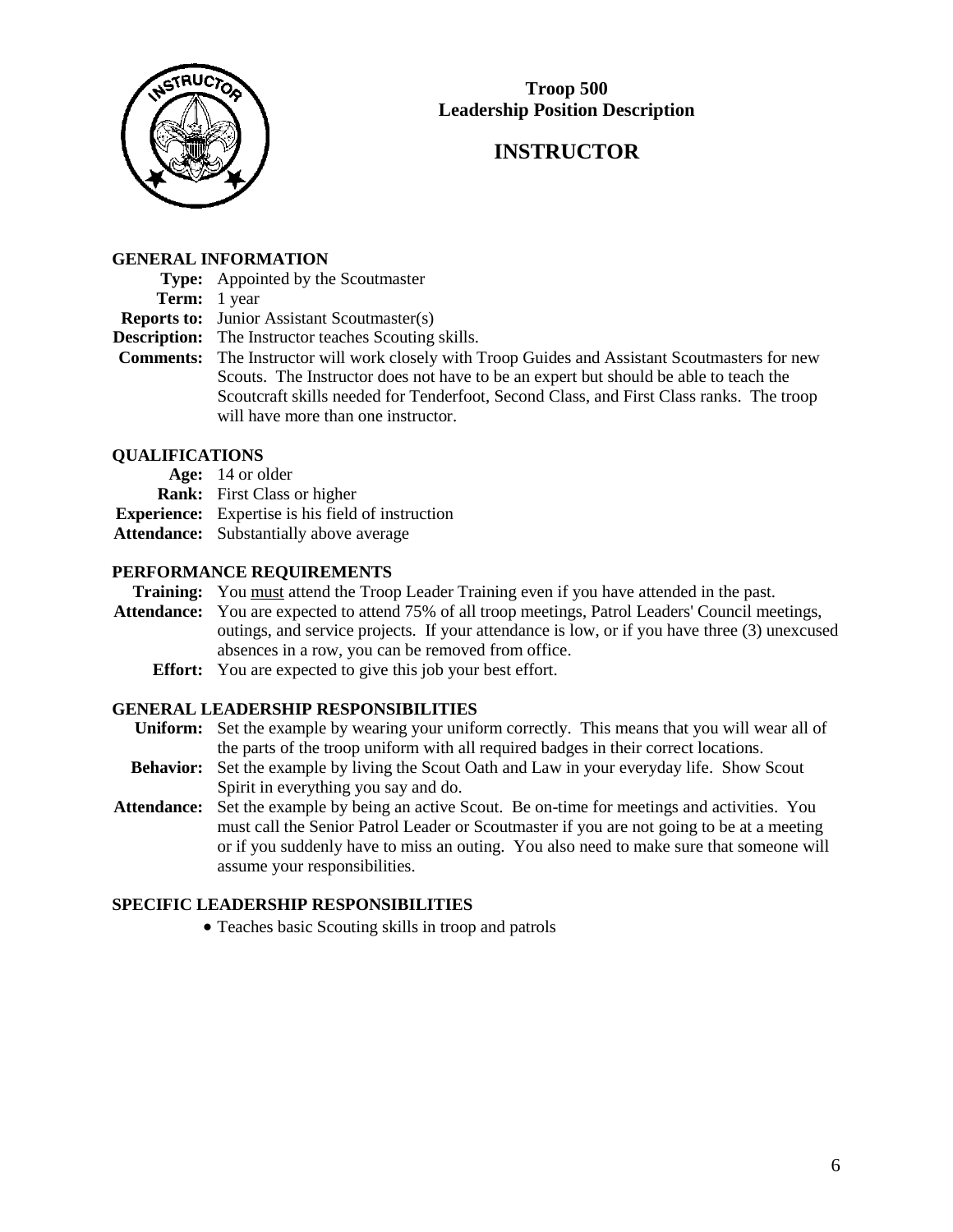**Troop 500**
**Leadership Position Description**

# INSTRUCTOR

## GENERAL INFORMATION

**Type:** Appointed by the Scoutmaster
**Term:** 1 year
**Reports to:** Junior Assistant Scoutmaster(s)
**Description:** The Instructor teaches Scouting skills.
**Comments:** The Instructor will work closely with Troop Guides and Assistant Scoutmasters for new Scouts. The Instructor does not have to be an expert but should be able to teach the Scoutcraft skills needed for Tenderfoot, Second Class, and First Class ranks. The troop will have more than one instructor.

## QUALIFICATIONS

**Age:** 14 or older
**Rank:** First Class or higher
**Experience:** Expertise is his field of instruction
**Attendance:** Substantially above average

## PERFORMANCE REQUIREMENTS

**Training:** You must attend the Troop Leader Training even if you have attended in the past.
**Attendance:** You are expected to attend 75% of all troop meetings, Patrol Leaders' Council meetings, outings, and service projects. If your attendance is low, or if you have three (3) unexcused absences in a row, you can be removed from office.
**Effort:** You are expected to give this job your best effort.

## GENERAL LEADERSHIP RESPONSIBILITIES

**Uniform:** Set the example by wearing your uniform correctly. This means that you will wear all of the parts of the troop uniform with all required badges in their correct locations.
**Behavior:** Set the example by living the Scout Oath and Law in your everyday life. Show Scout Spirit in everything you say and do.
**Attendance:** Set the example by being an active Scout. Be on-time for meetings and activities. You must call the Senior Patrol Leader or Scoutmaster if you are not going to be at a meeting or if you suddenly have to miss an outing. You also need to make sure that someone will assume your responsibilities.

## SPECIFIC LEADERSHIP RESPONSIBILITIES

- Teaches basic Scouting skills in troop and patrols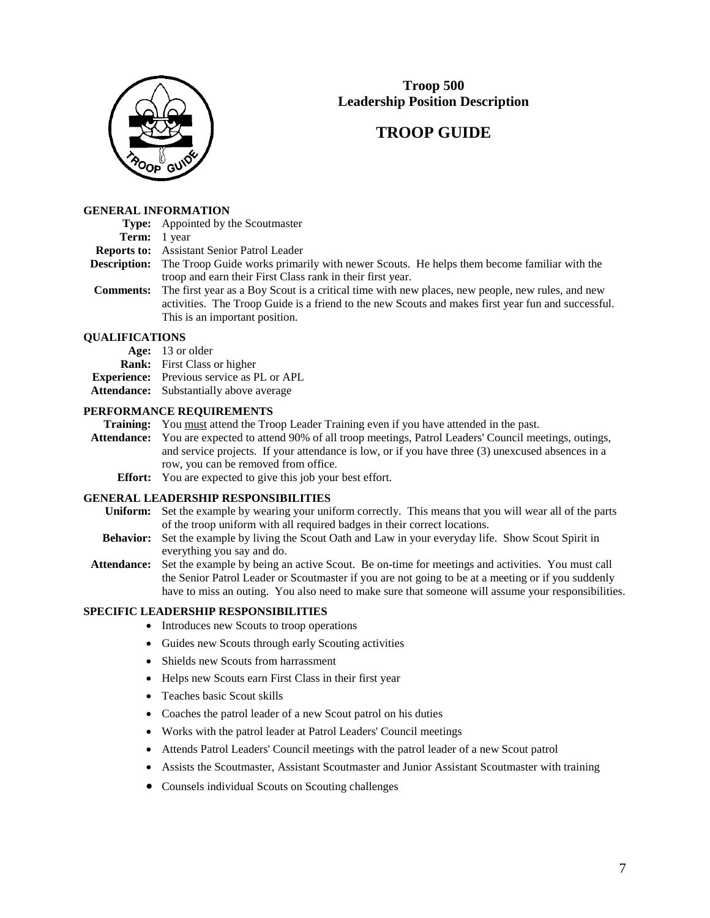# Troop 500
## Leadership Position Description

# TROOP GUIDE

### GENERAL INFORMATION

**Type:** Appointed by the Scoutmaster
**Term:** 1 year
**Reports to:** Assistant Senior Patrol Leader
**Description:** The Troop Guide works primarily with newer Scouts. He helps them become familiar with the troop and earn their First Class rank in their first year.
**Comments:** The first year as a Boy Scout is a critical time with new places, new people, new rules, and new activities. The Troop Guide is a friend to the new Scouts and makes first year fun and successful. This is an important position.

### QUALIFICATIONS

**Age:** 13 or older
**Rank:** First Class or higher
**Experience:** Previous service as PL or APL
**Attendance:** Substantially above average

### PERFORMANCE REQUIREMENTS

**Training:** You <u>must</u> attend the Troop Leader Training even if you have attended in the past.
**Attendance:** You are expected to attend 90% of all troop meetings, Patrol Leaders' Council meetings, outings, and service projects. If your attendance is low, or if you have three (3) unexcused absences in a row, you can be removed from office.
**Effort:** You are expected to give this job your best effort.

### GENERAL LEADERSHIP RESPONSIBILITIES

**Uniform:** Set the example by wearing your uniform correctly. This means that you will wear all of the parts of the troop uniform with all required badges in their correct locations.
**Behavior:** Set the example by living the Scout Oath and Law in your everyday life. Show Scout Spirit in everything you say and do.
**Attendance:** Set the example by being an active Scout. Be on-time for meetings and activities. You must call the Senior Patrol Leader or Scoutmaster if you are not going to be at a meeting or if you suddenly have to miss an outing. You also need to make sure that someone will assume your responsibilities.

### SPECIFIC LEADERSHIP RESPONSIBILITIES

- Introduces new Scouts to troop operations
- Guides new Scouts through early Scouting activities
- Shields new Scouts from harrassment
- Helps new Scouts earn First Class in their first year
- Teaches basic Scout skills
- Coaches the patrol leader of a new Scout patrol on his duties
- Works with the patrol leader at Patrol Leaders' Council meetings
- Attends Patrol Leaders' Council meetings with the patrol leader of a new Scout patrol
- Assists the Scoutmaster, Assistant Scoutmaster and Junior Assistant Scoutmaster with training
- Counsels individual Scouts on Scouting challenges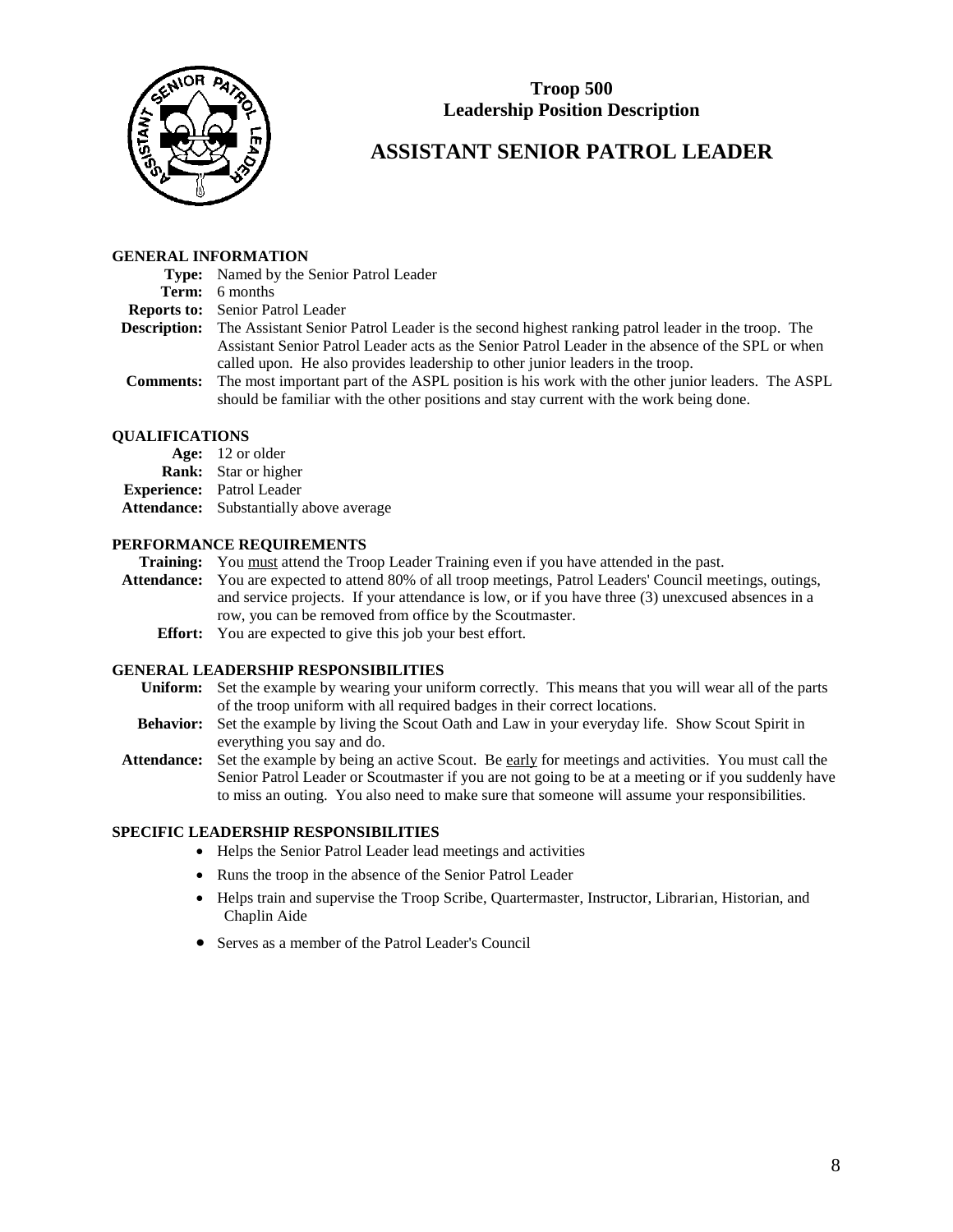**Troop 500**
**Leadership Position Description**

# ASSISTANT SENIOR PATROL LEADER

### GENERAL INFORMATION

**Type:** Named by the Senior Patrol Leader

**Term:** 6 months

**Reports to:** Senior Patrol Leader

**Description:** The Assistant Senior Patrol Leader is the second highest ranking patrol leader in the troop. The Assistant Senior Patrol Leader acts as the Senior Patrol Leader in the absence of the SPL or when called upon. He also provides leadership to other junior leaders in the troop.

**Comments:** The most important part of the ASPL position is his work with the other junior leaders. The ASPL should be familiar with the other positions and stay current with the work being done.

### QUALIFICATIONS

**Age:** 12 or older

**Rank:** Star or higher

**Experience:** Patrol Leader

**Attendance:** Substantially above average

### PERFORMANCE REQUIREMENTS

**Training:** You <u>must</u> attend the Troop Leader Training even if you have attended in the past.

**Attendance:** You are expected to attend 80% of all troop meetings, Patrol Leaders' Council meetings, outings, and service projects. If your attendance is low, or if you have three (3) unexcused absences in a row, you can be removed from office by the Scoutmaster.

**Effort:** You are expected to give this job your best effort.

### GENERAL LEADERSHIP RESPONSIBILITIES

**Uniform:** Set the example by wearing your uniform correctly. This means that you will wear all of the parts of the troop uniform with all required badges in their correct locations.

**Behavior:** Set the example by living the Scout Oath and Law in your everyday life. Show Scout Spirit in everything you say and do.

**Attendance:** Set the example by being an active Scout. Be <u>early</u> for meetings and activities. You must call the Senior Patrol Leader or Scoutmaster if you are not going to be at a meeting or if you suddenly have to miss an outing. You also need to make sure that someone will assume your responsibilities.

### SPECIFIC LEADERSHIP RESPONSIBILITIES

- Helps the Senior Patrol Leader lead meetings and activities
- Runs the troop in the absence of the Senior Patrol Leader
- Helps train and supervise the Troop Scribe, Quartermaster, Instructor, Librarian, Historian, and Chaplin Aide
- Serves as a member of the Patrol Leader's Council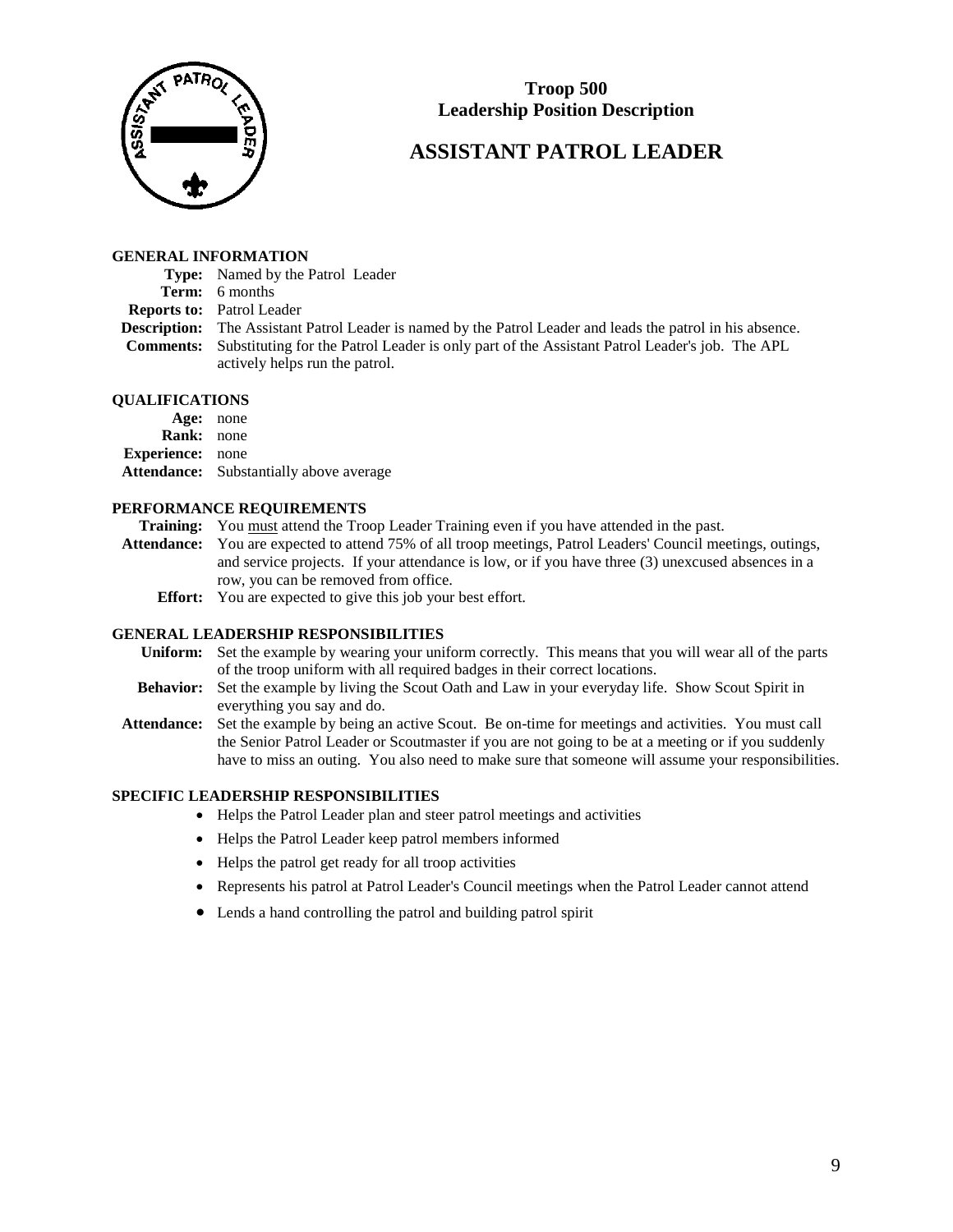**Troop 500**
**Leadership Position Description**

# ASSISTANT PATROL LEADER

### GENERAL INFORMATION

**Type:** Named by the Patrol Leader
**Term:** 6 months
**Reports to:** Patrol Leader
**Description:** The Assistant Patrol Leader is named by the Patrol Leader and leads the patrol in his absence.
**Comments:** Substituting for the Patrol Leader is only part of the Assistant Patrol Leader's job. The APL actively helps run the patrol.

### QUALIFICATIONS

**Age:** none
**Rank:** none
**Experience:** none
**Attendance:** Substantially above average

### PERFORMANCE REQUIREMENTS

**Training:** You <u>must</u> attend the Troop Leader Training even if you have attended in the past.
**Attendance:** You are expected to attend 75% of all troop meetings, Patrol Leaders' Council meetings, outings, and service projects. If your attendance is low, or if you have three (3) unexcused absences in a row, you can be removed from office.
**Effort:** You are expected to give this job your best effort.

### GENERAL LEADERSHIP RESPONSIBILITIES

**Uniform:** Set the example by wearing your uniform correctly. This means that you will wear all of the parts of the troop uniform with all required badges in their correct locations.
**Behavior:** Set the example by living the Scout Oath and Law in your everyday life. Show Scout Spirit in everything you say and do.
**Attendance:** Set the example by being an active Scout. Be on-time for meetings and activities. You must call the Senior Patrol Leader or Scoutmaster if you are not going to be at a meeting or if you suddenly have to miss an outing. You also need to make sure that someone will assume your responsibilities.

### SPECIFIC LEADERSHIP RESPONSIBILITIES

- Helps the Patrol Leader plan and steer patrol meetings and activities
- Helps the Patrol Leader keep patrol members informed
- Helps the patrol get ready for all troop activities
- Represents his patrol at Patrol Leader's Council meetings when the Patrol Leader cannot attend
- Lends a hand controlling the patrol and building patrol spirit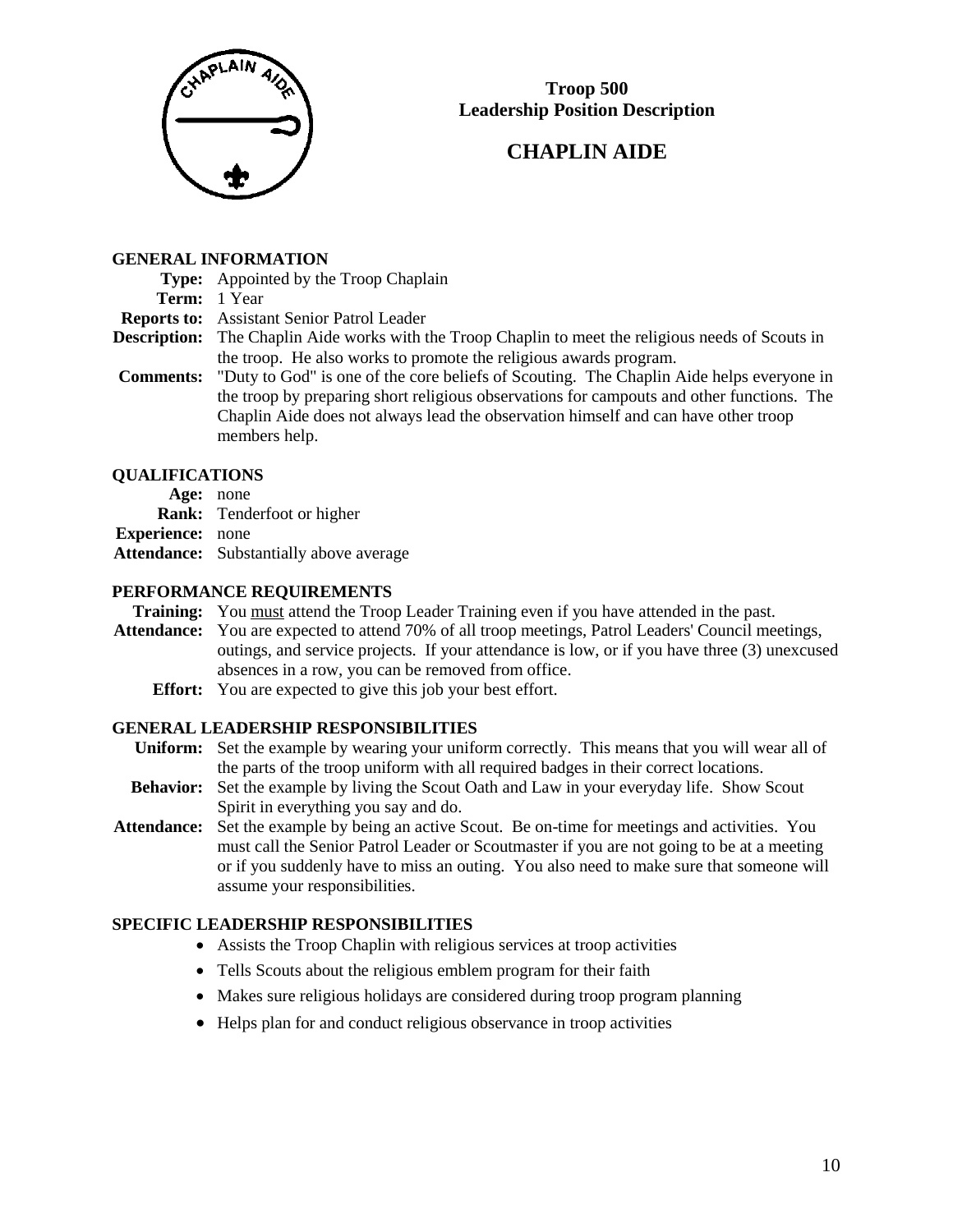**Troop 500**
**Leadership Position Description**

# CHAPLIN AIDE

## GENERAL INFORMATION

**Type:** Appointed by the Troop Chaplain

**Term:** 1 Year

**Reports to:** Assistant Senior Patrol Leader

**Description:** The Chaplin Aide works with the Troop Chaplin to meet the religious needs of Scouts in the troop. He also works to promote the religious awards program.

**Comments:** "Duty to God" is one of the core beliefs of Scouting. The Chaplin Aide helps everyone in the troop by preparing short religious observations for campouts and other functions. The Chaplin Aide does not always lead the observation himself and can have other troop members help.

## QUALIFICATIONS

**Age:** none

**Rank:** Tenderfoot or higher

**Experience:** none

**Attendance:** Substantially above average

## PERFORMANCE REQUIREMENTS

**Training:** You <u>must</u> attend the Troop Leader Training even if you have attended in the past.

**Attendance:** You are expected to attend 70% of all troop meetings, Patrol Leaders' Council meetings, outings, and service projects. If your attendance is low, or if you have three (3) unexcused absences in a row, you can be removed from office.

**Effort:** You are expected to give this job your best effort.

## GENERAL LEADERSHIP RESPONSIBILITIES

**Uniform:** Set the example by wearing your uniform correctly. This means that you will wear all of the parts of the troop uniform with all required badges in their correct locations.

**Behavior:** Set the example by living the Scout Oath and Law in your everyday life. Show Scout Spirit in everything you say and do.

**Attendance:** Set the example by being an active Scout. Be on-time for meetings and activities. You must call the Senior Patrol Leader or Scoutmaster if you are not going to be at a meeting or if you suddenly have to miss an outing. You also need to make sure that someone will assume your responsibilities.

## SPECIFIC LEADERSHIP RESPONSIBILITIES

- Assists the Troop Chaplin with religious services at troop activities
- Tells Scouts about the religious emblem program for their faith
- Makes sure religious holidays are considered during troop program planning
- Helps plan for and conduct religious observance in troop activities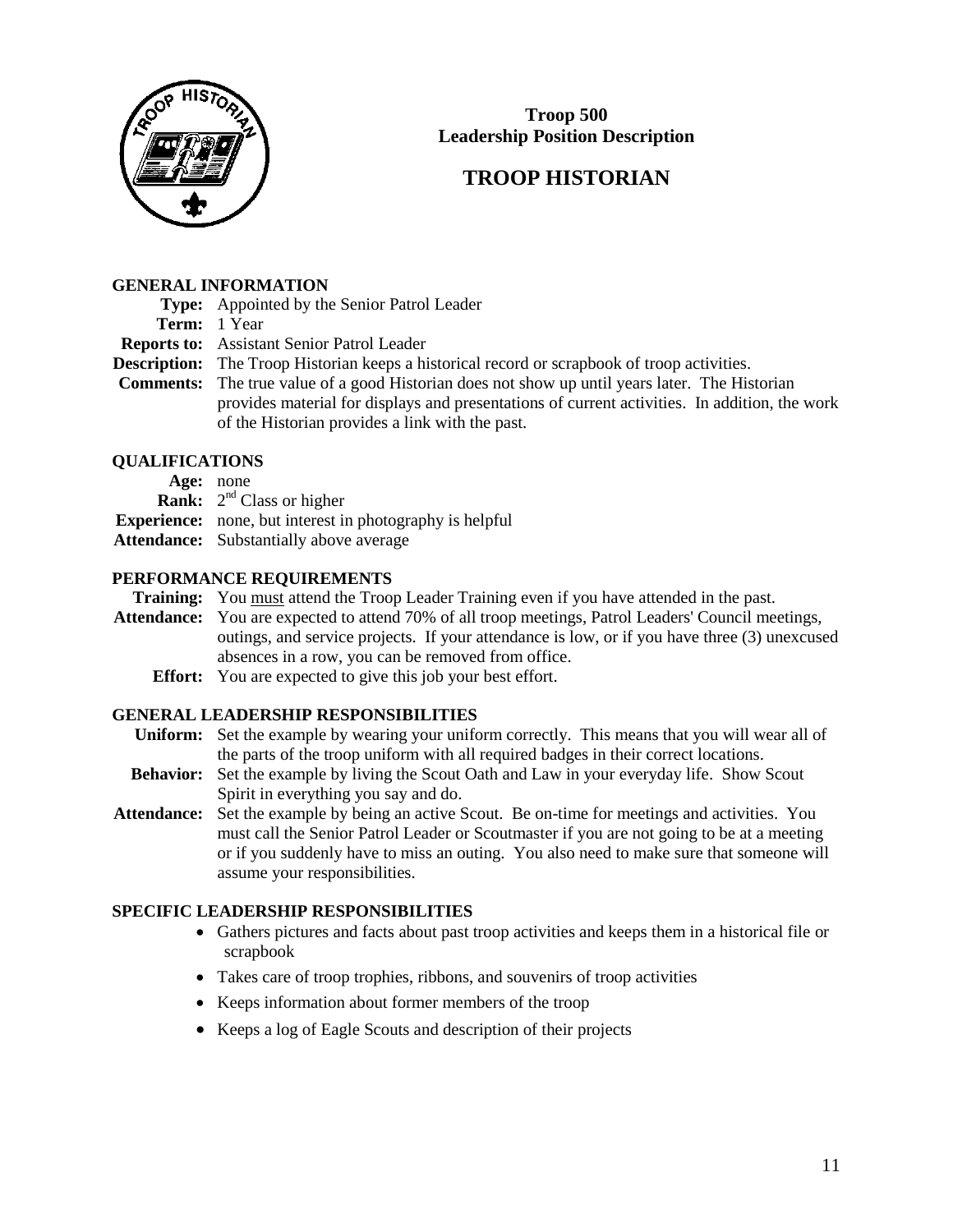**Troop 500**
**Leadership Position Description**

# TROOP HISTORIAN

## GENERAL INFORMATION

**Type:** Appointed by the Senior Patrol Leader
**Term:** 1 Year
**Reports to:** Assistant Senior Patrol Leader
**Description:** The Troop Historian keeps a historical record or scrapbook of troop activities.
**Comments:** The true value of a good Historian does not show up until years later. The Historian provides material for displays and presentations of current activities. In addition, the work of the Historian provides a link with the past.

## QUALIFICATIONS

**Age:** none
**Rank:** 2nd Class or higher
**Experience:** none, but interest in photography is helpful
**Attendance:** Substantially above average

## PERFORMANCE REQUIREMENTS

**Training:** You must attend the Troop Leader Training even if you have attended in the past.
**Attendance:** You are expected to attend 70% of all troop meetings, Patrol Leaders' Council meetings, outings, and service projects. If your attendance is low, or if you have three (3) unexcused absences in a row, you can be removed from office.
**Effort:** You are expected to give this job your best effort.

## GENERAL LEADERSHIP RESPONSIBILITIES

**Uniform:** Set the example by wearing your uniform correctly. This means that you will wear all of the parts of the troop uniform with all required badges in their correct locations.
**Behavior:** Set the example by living the Scout Oath and Law in your everyday life. Show Scout Spirit in everything you say and do.
**Attendance:** Set the example by being an active Scout. Be on-time for meetings and activities. You must call the Senior Patrol Leader or Scoutmaster if you are not going to be at a meeting or if you suddenly have to miss an outing. You also need to make sure that someone will assume your responsibilities.

## SPECIFIC LEADERSHIP RESPONSIBILITIES

- Gathers pictures and facts about past troop activities and keeps them in a historical file or scrapbook
- Takes care of troop trophies, ribbons, and souvenirs of troop activities
- Keeps information about former members of the troop
- Keeps a log of Eagle Scouts and description of their projects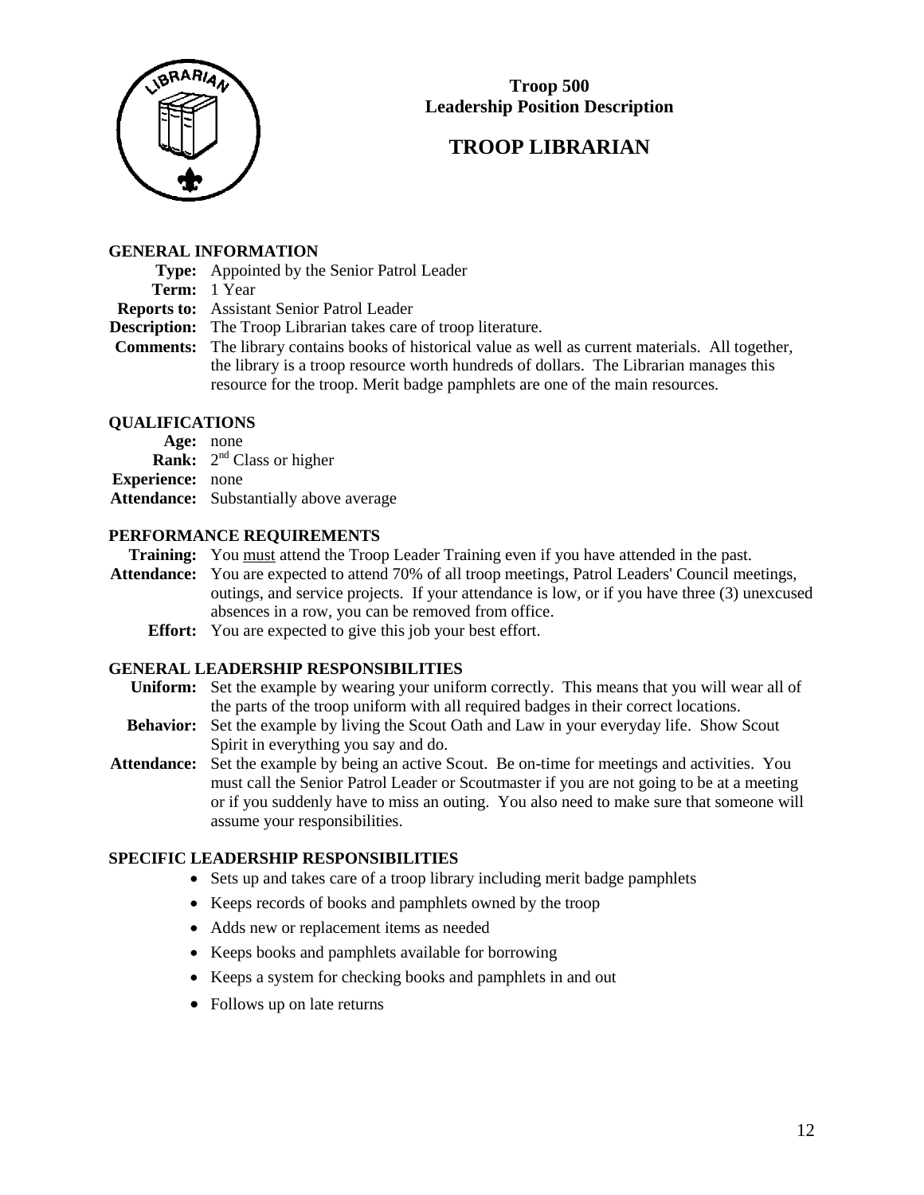**Troop 500**
**Leadership Position Description**

# TROOP LIBRARIAN

## GENERAL INFORMATION

**Type:** Appointed by the Senior Patrol Leader
**Term:** 1 Year
**Reports to:** Assistant Senior Patrol Leader
**Description:** The Troop Librarian takes care of troop literature.
**Comments:** The library contains books of historical value as well as current materials. All together, the library is a troop resource worth hundreds of dollars. The Librarian manages this resource for the troop. Merit badge pamphlets are one of the main resources.

## QUALIFICATIONS

**Age:** none
**Rank:** 2nd Class or higher
**Experience:** none
**Attendance:** Substantially above average

## PERFORMANCE REQUIREMENTS

**Training:** You must attend the Troop Leader Training even if you have attended in the past.
**Attendance:** You are expected to attend 70% of all troop meetings, Patrol Leaders' Council meetings, outings, and service projects. If your attendance is low, or if you have three (3) unexcused absences in a row, you can be removed from office.
**Effort:** You are expected to give this job your best effort.

## GENERAL LEADERSHIP RESPONSIBILITIES

**Uniform:** Set the example by wearing your uniform correctly. This means that you will wear all of the parts of the troop uniform with all required badges in their correct locations.
**Behavior:** Set the example by living the Scout Oath and Law in your everyday life. Show Scout Spirit in everything you say and do.
**Attendance:** Set the example by being an active Scout. Be on-time for meetings and activities. You must call the Senior Patrol Leader or Scoutmaster if you are not going to be at a meeting or if you suddenly have to miss an outing. You also need to make sure that someone will assume your responsibilities.

## SPECIFIC LEADERSHIP RESPONSIBILITIES

- Sets up and takes care of a troop library including merit badge pamphlets
- Keeps records of books and pamphlets owned by the troop
- Adds new or replacement items as needed
- Keeps books and pamphlets available for borrowing
- Keeps a system for checking books and pamphlets in and out
- Follows up on late returns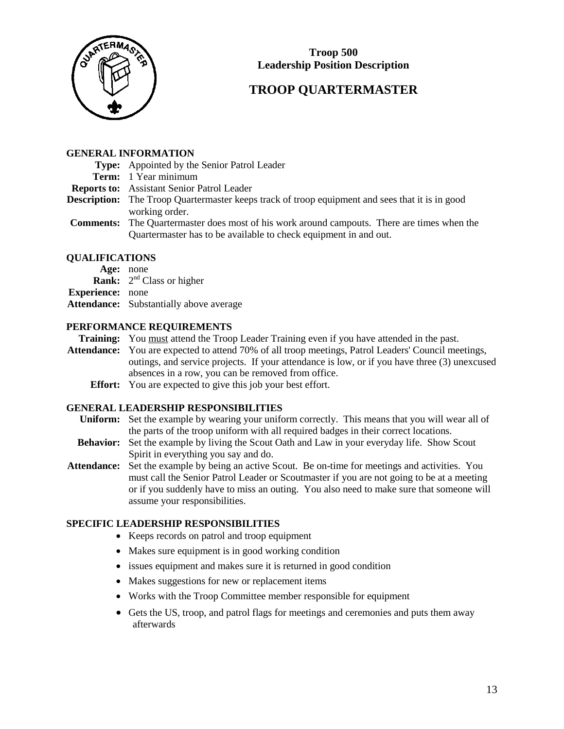**Troop 500**
**Leadership Position Description**

# TROOP QUARTERMASTER

### GENERAL INFORMATION

**Type:** Appointed by the Senior Patrol Leader
**Term:** 1 Year minimum
**Reports to:** Assistant Senior Patrol Leader
**Description:** The Troop Quartermaster keeps track of troop equipment and sees that it is in good working order.
**Comments:** The Quartermaster does most of his work around campouts. There are times when the Quartermaster has to be available to check equipment in and out.

### QUALIFICATIONS

**Age:** none
**Rank:** 2nd Class or higher
**Experience:** none
**Attendance:** Substantially above average

### PERFORMANCE REQUIREMENTS

**Training:** You must attend the Troop Leader Training even if you have attended in the past.
**Attendance:** You are expected to attend 70% of all troop meetings, Patrol Leaders' Council meetings, outings, and service projects. If your attendance is low, or if you have three (3) unexcused absences in a row, you can be removed from office.
**Effort:** You are expected to give this job your best effort.

### GENERAL LEADERSHIP RESPONSIBILITIES

**Uniform:** Set the example by wearing your uniform correctly. This means that you will wear all of the parts of the troop uniform with all required badges in their correct locations.
**Behavior:** Set the example by living the Scout Oath and Law in your everyday life. Show Scout Spirit in everything you say and do.
**Attendance:** Set the example by being an active Scout. Be on-time for meetings and activities. You must call the Senior Patrol Leader or Scoutmaster if you are not going to be at a meeting or if you suddenly have to miss an outing. You also need to make sure that someone will assume your responsibilities.

### SPECIFIC LEADERSHIP RESPONSIBILITIES

- Keeps records on patrol and troop equipment
- Makes sure equipment is in good working condition
- issues equipment and makes sure it is returned in good condition
- Makes suggestions for new or replacement items
- Works with the Troop Committee member responsible for equipment
- Gets the US, troop, and patrol flags for meetings and ceremonies and puts them away afterwards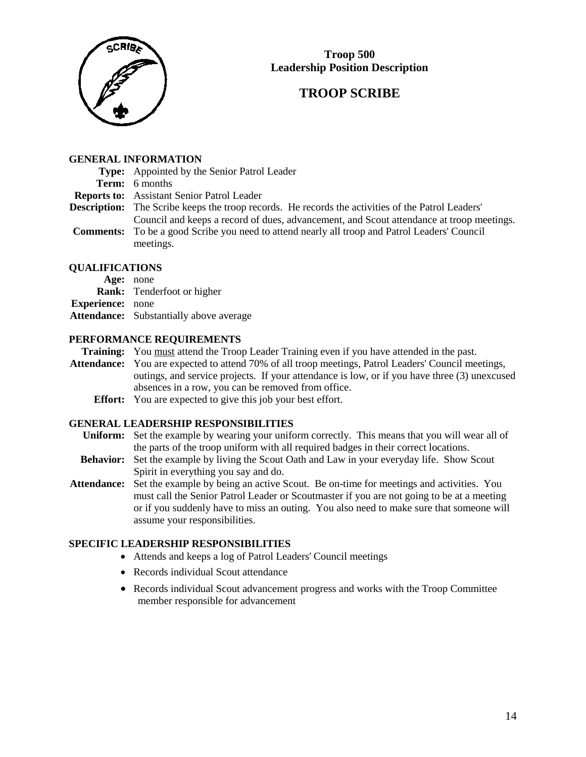**Troop 500**
**Leadership Position Description**

# TROOP SCRIBE

## GENERAL INFORMATION

**Type:** Appointed by the Senior Patrol Leader

**Term:** 6 months

**Reports to:** Assistant Senior Patrol Leader

**Description:** The Scribe keeps the troop records. He records the activities of the Patrol Leaders' Council and keeps a record of dues, advancement, and Scout attendance at troop meetings.

**Comments:** To be a good Scribe you need to attend nearly all troop and Patrol Leaders' Council meetings.

## QUALIFICATIONS

**Age:** none

**Rank:** Tenderfoot or higher

**Experience:** none

**Attendance:** Substantially above average

## PERFORMANCE REQUIREMENTS

**Training:** You <u>must</u> attend the Troop Leader Training even if you have attended in the past.

**Attendance:** You are expected to attend 70% of all troop meetings, Patrol Leaders' Council meetings, outings, and service projects. If your attendance is low, or if you have three (3) unexcused absences in a row, you can be removed from office.

**Effort:** You are expected to give this job your best effort.

## GENERAL LEADERSHIP RESPONSIBILITIES

**Uniform:** Set the example by wearing your uniform correctly. This means that you will wear all of the parts of the troop uniform with all required badges in their correct locations.

**Behavior:** Set the example by living the Scout Oath and Law in your everyday life. Show Scout Spirit in everything you say and do.

**Attendance:** Set the example by being an active Scout. Be on-time for meetings and activities. You must call the Senior Patrol Leader or Scoutmaster if you are not going to be at a meeting or if you suddenly have to miss an outing. You also need to make sure that someone will assume your responsibilities.

## SPECIFIC LEADERSHIP RESPONSIBILITIES

- Attends and keeps a log of Patrol Leaders' Council meetings
- Records individual Scout attendance
- Records individual Scout advancement progress and works with the Troop Committee member responsible for advancement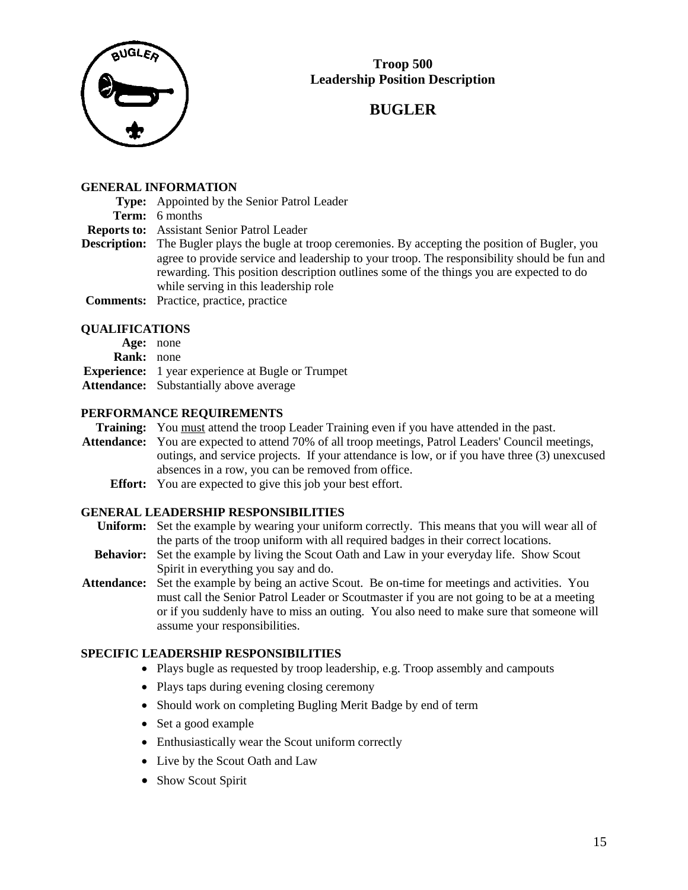**Troop 500**
**Leadership Position Description**

# BUGLER

### GENERAL INFORMATION

**Type:** Appointed by the Senior Patrol Leader
**Term:** 6 months
**Reports to:** Assistant Senior Patrol Leader
**Description:** The Bugler plays the bugle at troop ceremonies. By accepting the position of Bugler, you agree to provide service and leadership to your troop. The responsibility should be fun and rewarding. This position description outlines some of the things you are expected to do while serving in this leadership role
**Comments:** Practice, practice, practice

### QUALIFICATIONS

**Age:** none
**Rank:** none
**Experience:** 1 year experience at Bugle or Trumpet
**Attendance:** Substantially above average

### PERFORMANCE REQUIREMENTS

**Training:** You must attend the troop Leader Training even if you have attended in the past.
**Attendance:** You are expected to attend 70% of all troop meetings, Patrol Leaders' Council meetings, outings, and service projects. If your attendance is low, or if you have three (3) unexcused absences in a row, you can be removed from office.
**Effort:** You are expected to give this job your best effort.

### GENERAL LEADERSHIP RESPONSIBILITIES

**Uniform:** Set the example by wearing your uniform correctly. This means that you will wear all of the parts of the troop uniform with all required badges in their correct locations.
**Behavior:** Set the example by living the Scout Oath and Law in your everyday life. Show Scout Spirit in everything you say and do.
**Attendance:** Set the example by being an active Scout. Be on-time for meetings and activities. You must call the Senior Patrol Leader or Scoutmaster if you are not going to be at a meeting or if you suddenly have to miss an outing. You also need to make sure that someone will assume your responsibilities.

### SPECIFIC LEADERSHIP RESPONSIBILITIES

- Plays bugle as requested by troop leadership, e.g. Troop assembly and campouts
- Plays taps during evening closing ceremony
- Should work on completing Bugling Merit Badge by end of term
- Set a good example
- Enthusiastically wear the Scout uniform correctly
- Live by the Scout Oath and Law
- Show Scout Spirit